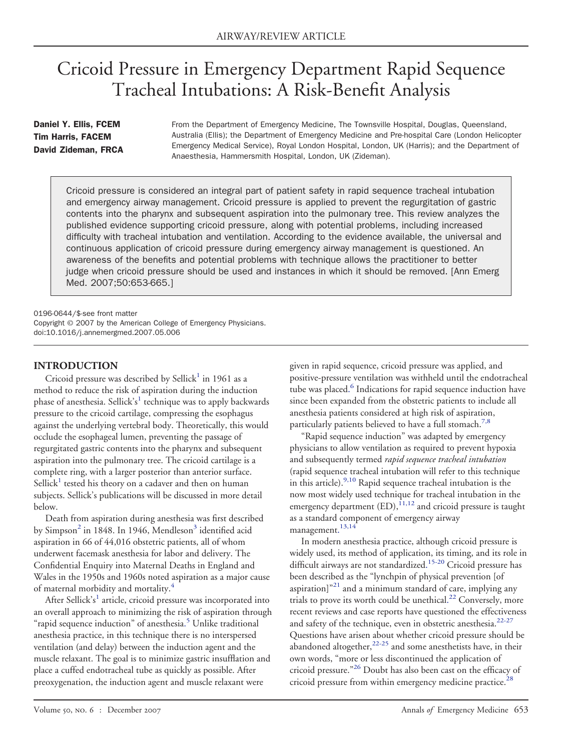# Cricoid Pressure in Emergency Department Rapid Sequence Tracheal Intubations: A Risk-Benefit Analysis

**Daniel Y. Ellis, FCEM**
**Tim Harris, FACEM**
**David Zideman, FRCA**

From the Department of Emergency Medicine, The Townsville Hospital, Douglas, Queensland, Australia (Ellis); the Department of Emergency Medicine and Pre-hospital Care (London Helicopter Emergency Medical Service), Royal London Hospital, London, UK (Harris); and the Department of Anaesthesia, Hammersmith Hospital, London, UK (Zideman).

Cricoid pressure is considered an integral part of patient safety in rapid sequence tracheal intubation and emergency airway management. Cricoid pressure is applied to prevent the regurgitation of gastric contents into the pharynx and subsequent aspiration into the pulmonary tree. This review analyzes the published evidence supporting cricoid pressure, along with potential problems, including increased difficulty with tracheal intubation and ventilation. According to the evidence available, the universal and continuous application of cricoid pressure during emergency airway management is questioned. An awareness of the benefits and potential problems with technique allows the practitioner to better judge when cricoid pressure should be used and instances in which it should be removed. [Ann Emerg Med. 2007;50:653-665.]

0196-0644/$-see front matter
Copyright © 2007 by the American College of Emergency Physicians.
doi:10.1016/j.annemergmed.2007.05.006

## INTRODUCTION

Cricoid pressure was described by Sellick[1] in 1961 as a method to reduce the risk of aspiration during the induction phase of anesthesia. Sellick's[1] technique was to apply backwards pressure to the cricoid cartilage, compressing the esophagus against the underlying vertebral body. Theoretically, this would occlude the esophageal lumen, preventing the passage of regurgitated gastric contents into the pharynx and subsequent aspiration into the pulmonary tree. The cricoid cartilage is a complete ring, with a larger posterior than anterior surface. Sellick[1] tested his theory on a cadaver and then on human subjects. Sellick's publications will be discussed in more detail below.

Death from aspiration during anesthesia was first described by Simpson[2] in 1848. In 1946, Mendleson[3] identified acid aspiration in 66 of 44,016 obstetric patients, all of whom underwent facemask anesthesia for labor and delivery. The Confidential Enquiry into Maternal Deaths in England and Wales in the 1950s and 1960s noted aspiration as a major cause of maternal morbidity and mortality.[4]

After Sellick's[1] article, cricoid pressure was incorporated into an overall approach to minimizing the risk of aspiration through "rapid sequence induction" of anesthesia.[5] Unlike traditional anesthesia practice, in this technique there is no interspersed ventilation (and delay) between the induction agent and the muscle relaxant. The goal is to minimize gastric insufflation and place a cuffed endotracheal tube as quickly as possible. After preoxygenation, the induction agent and muscle relaxant were given in rapid sequence, cricoid pressure was applied, and positive-pressure ventilation was withheld until the endotracheal tube was placed.[6] Indications for rapid sequence induction have since been expanded from the obstetric patients to include all anesthesia patients considered at high risk of aspiration, particularly patients believed to have a full stomach.[7,8]

"Rapid sequence induction" was adapted by emergency physicians to allow ventilation as required to prevent hypoxia and subsequently termed *rapid sequence tracheal intubation* (rapid sequence tracheal intubation will refer to this technique in this article).[9,10] Rapid sequence tracheal intubation is the now most widely used technique for tracheal intubation in the emergency department (ED),[11,12] and cricoid pressure is taught as a standard component of emergency airway management.[13,14]

In modern anesthesia practice, although cricoid pressure is widely used, its method of application, its timing, and its role in difficult airways are not standardized.[15-20] Cricoid pressure has been described as the "lynchpin of physical prevention [of aspiration]"[21] and a minimum standard of care, implying any trials to prove its worth could be unethical.[22] Conversely, more recent reviews and case reports have questioned the effectiveness and safety of the technique, even in obstetric anesthesia.[22-27] Questions have arisen about whether cricoid pressure should be abandoned altogether,[22-25] and some anesthetists have, in their own words, "more or less discontinued the application of cricoid pressure."[26] Doubt has also been cast on the efficacy of cricoid pressure from within emergency medicine practice.[28]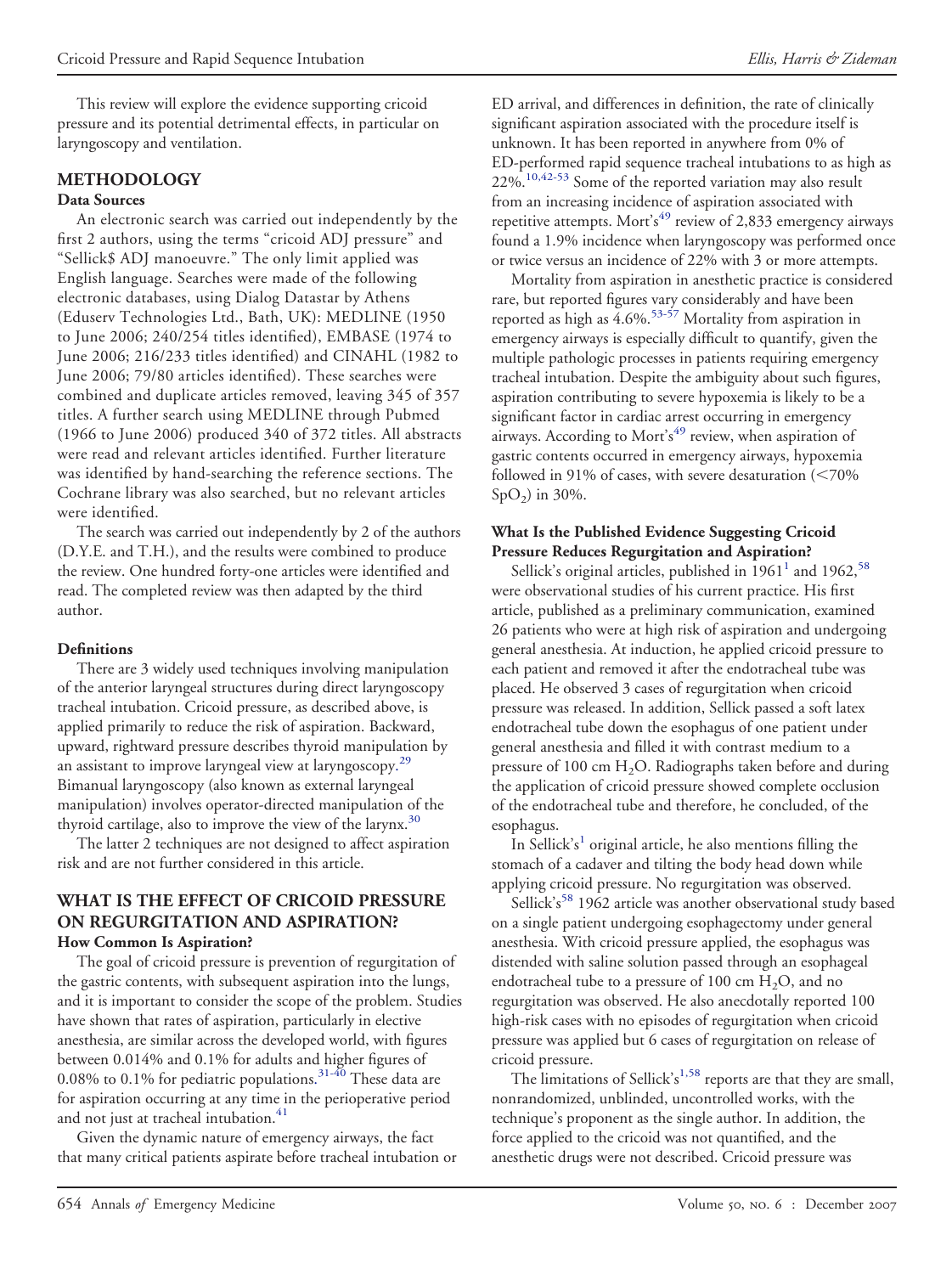This review will explore the evidence supporting cricoid pressure and its potential detrimental effects, in particular on laryngoscopy and ventilation.

## METHODOLOGY

### Data Sources

An electronic search was carried out independently by the first 2 authors, using the terms "cricoid ADJ pressure" and "Sellick$ ADJ manoeuvre." The only limit applied was English language. Searches were made of the following electronic databases, using Dialog Datastar by Athens (Eduserv Technologies Ltd., Bath, UK): MEDLINE (1950 to June 2006; 240/254 titles identified), EMBASE (1974 to June 2006; 216/233 titles identified) and CINAHL (1982 to June 2006; 79/80 articles identified). These searches were combined and duplicate articles removed, leaving 345 of 357 titles. A further search using MEDLINE through Pubmed (1966 to June 2006) produced 340 of 372 titles. All abstracts were read and relevant articles identified. Further literature was identified by hand-searching the reference sections. The Cochrane library was also searched, but no relevant articles were identified.

The search was carried out independently by 2 of the authors (D.Y.E. and T.H.), and the results were combined to produce the review. One hundred forty-one articles were identified and read. The completed review was then adapted by the third author.

### Definitions

There are 3 widely used techniques involving manipulation of the anterior laryngeal structures during direct laryngoscopy tracheal intubation. Cricoid pressure, as described above, is applied primarily to reduce the risk of aspiration. Backward, upward, rightward pressure describes thyroid manipulation by an assistant to improve laryngeal view at laryngoscopy.[29] Bimanual laryngoscopy (also known as external laryngeal manipulation) involves operator-directed manipulation of the thyroid cartilage, also to improve the view of the larynx.[30]

The latter 2 techniques are not designed to affect aspiration risk and are not further considered in this article.

## WHAT IS THE EFFECT OF CRICOID PRESSURE ON REGURGITATION AND ASPIRATION?

### How Common Is Aspiration?

The goal of cricoid pressure is prevention of regurgitation of the gastric contents, with subsequent aspiration into the lungs, and it is important to consider the scope of the problem. Studies have shown that rates of aspiration, particularly in elective anesthesia, are similar across the developed world, with figures between 0.014% and 0.1% for adults and higher figures of 0.08% to 0.1% for pediatric populations.[31-40] These data are for aspiration occurring at any time in the perioperative period and not just at tracheal intubation.[41]

Given the dynamic nature of emergency airways, the fact that many critical patients aspirate before tracheal intubation or ED arrival, and differences in definition, the rate of clinically significant aspiration associated with the procedure itself is unknown. It has been reported in anywhere from 0% of ED-performed rapid sequence tracheal intubations to as high as 22%.[10,42-53] Some of the reported variation may also result from an increasing incidence of aspiration associated with repetitive attempts. Mort's[49] review of 2,833 emergency airways found a 1.9% incidence when laryngoscopy was performed once or twice versus an incidence of 22% with 3 or more attempts.

Mortality from aspiration in anesthetic practice is considered rare, but reported figures vary considerably and have been reported as high as 4.6%.[53-57] Mortality from aspiration in emergency airways is especially difficult to quantify, given the multiple pathologic processes in patients requiring emergency tracheal intubation. Despite the ambiguity about such figures, aspiration contributing to severe hypoxemia is likely to be a significant factor in cardiac arrest occurring in emergency airways. According to Mort's[49] review, when aspiration of gastric contents occurred in emergency airways, hypoxemia followed in 91% of cases, with severe desaturation (<70% $SpO_2$) in 30%.

### What Is the Published Evidence Suggesting Cricoid Pressure Reduces Regurgitation and Aspiration?

Sellick's original articles, published in 1961[1] and 1962,[58] were observational studies of his current practice. His first article, published as a preliminary communication, examined 26 patients who were at high risk of aspiration and undergoing general anesthesia. At induction, he applied cricoid pressure to each patient and removed it after the endotracheal tube was placed. He observed 3 cases of regurgitation when cricoid pressure was released. In addition, Sellick passed a soft latex endotracheal tube down the esophagus of one patient under general anesthesia and filled it with contrast medium to a pressure of 100 cm $H_2O$. Radiographs taken before and during the application of cricoid pressure showed complete occlusion of the endotracheal tube and therefore, he concluded, of the esophagus.

In Sellick's[1] original article, he also mentions filling the stomach of a cadaver and tilting the body head down while applying cricoid pressure. No regurgitation was observed.

Sellick's[58] 1962 article was another observational study based on a single patient undergoing esophagectomy under general anesthesia. With cricoid pressure applied, the esophagus was distended with saline solution passed through an esophageal endotracheal tube to a pressure of 100 cm $H_2O$, and no regurgitation was observed. He also anecdotally reported 100 high-risk cases with no episodes of regurgitation when cricoid pressure was applied but 6 cases of regurgitation on release of cricoid pressure.

The limitations of Sellick's[1,58] reports are that they are small, nonrandomized, unblinded, uncontrolled works, with the technique's proponent as the single author. In addition, the force applied to the cricoid was not quantified, and the anesthetic drugs were not described. Cricoid pressure was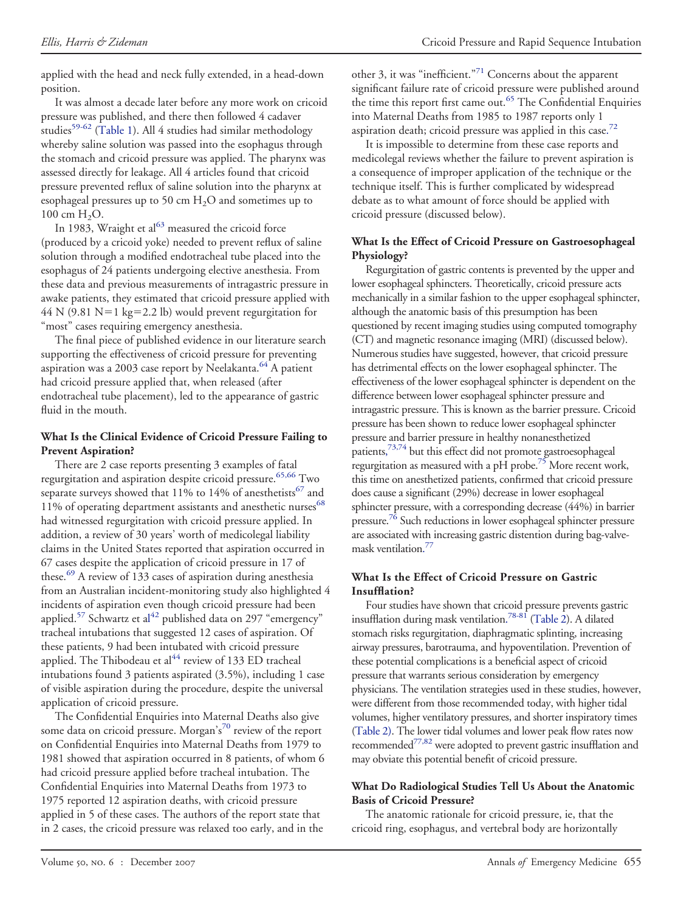applied with the head and neck fully extended, in a head-down position.

It was almost a decade later before any more work on cricoid pressure was published, and there then followed 4 cadaver studies[59-62] (Table 1). All 4 studies had similar methodology whereby saline solution was passed into the esophagus through the stomach and cricoid pressure was applied. The pharynx was assessed directly for leakage. All 4 articles found that cricoid pressure prevented reflux of saline solution into the pharynx at esophageal pressures up to 50 cm $H_2O$ and sometimes up to 100 cm $H_2O$.

In 1983, Wraight et al[63] measured the cricoid force (produced by a cricoid yoke) needed to prevent reflux of saline solution through a modified endotracheal tube placed into the esophagus of 24 patients undergoing elective anesthesia. From these data and previous measurements of intragastric pressure in awake patients, they estimated that cricoid pressure applied with 44 N (9.81 N=1 kg=2.2 lb) would prevent regurgitation for "most" cases requiring emergency anesthesia.

The final piece of published evidence in our literature search supporting the effectiveness of cricoid pressure for preventing aspiration was a 2003 case report by Neelakanta.[64] A patient had cricoid pressure applied that, when released (after endotracheal tube placement), led to the appearance of gastric fluid in the mouth.

### What Is the Clinical Evidence of Cricoid Pressure Failing to Prevent Aspiration?

There are 2 case reports presenting 3 examples of fatal regurgitation and aspiration despite cricoid pressure.[65,66] Two separate surveys showed that 11% to 14% of anesthetists[67] and 11% of operating department assistants and anesthetic nurses[68] had witnessed regurgitation with cricoid pressure applied. In addition, a review of 30 years' worth of medicolegal liability claims in the United States reported that aspiration occurred in 67 cases despite the application of cricoid pressure in 17 of these.[69] A review of 133 cases of aspiration during anesthesia from an Australian incident-monitoring study also highlighted 4 incidents of aspiration even though cricoid pressure had been applied.[57] Schwartz et al[42] published data on 297 "emergency" tracheal intubations that suggested 12 cases of aspiration. Of these patients, 9 had been intubated with cricoid pressure applied. The Thibodeau et al[44] review of 133 ED tracheal intubations found 3 patients aspirated (3.5%), including 1 case of visible aspiration during the procedure, despite the universal application of cricoid pressure.

The Confidential Enquiries into Maternal Deaths also give some data on cricoid pressure. Morgan's[70] review of the report on Confidential Enquiries into Maternal Deaths from 1979 to 1981 showed that aspiration occurred in 8 patients, of whom 6 had cricoid pressure applied before tracheal intubation. The Confidential Enquiries into Maternal Deaths from 1973 to 1975 reported 12 aspiration deaths, with cricoid pressure applied in 5 of these cases. The authors of the report state that in 2 cases, the cricoid pressure was relaxed too early, and in the other 3, it was "inefficient."[71] Concerns about the apparent significant failure rate of cricoid pressure were published around the time this report first came out.[65] The Confidential Enquiries into Maternal Deaths from 1985 to 1987 reports only 1 aspiration death; cricoid pressure was applied in this case.[72]

It is impossible to determine from these case reports and medicolegal reviews whether the failure to prevent aspiration is a consequence of improper application of the technique or the technique itself. This is further complicated by widespread debate as to what amount of force should be applied with cricoid pressure (discussed below).

### What Is the Effect of Cricoid Pressure on Gastroesophageal Physiology?

Regurgitation of gastric contents is prevented by the upper and lower esophageal sphincters. Theoretically, cricoid pressure acts mechanically in a similar fashion to the upper esophageal sphincter, although the anatomic basis of this presumption has been questioned by recent imaging studies using computed tomography (CT) and magnetic resonance imaging (MRI) (discussed below). Numerous studies have suggested, however, that cricoid pressure has detrimental effects on the lower esophageal sphincter. The effectiveness of the lower esophageal sphincter is dependent on the difference between lower esophageal sphincter pressure and intragastric pressure. This is known as the barrier pressure. Cricoid pressure has been shown to reduce lower esophageal sphincter pressure and barrier pressure in healthy nonanesthetized patients,[73,74] but this effect did not promote gastroesophageal regurgitation as measured with a pH probe.[75] More recent work, this time on anesthetized patients, confirmed that cricoid pressure does cause a significant (29%) decrease in lower esophageal sphincter pressure, with a corresponding decrease (44%) in barrier pressure.[76] Such reductions in lower esophageal sphincter pressure are associated with increasing gastric distention during bag-valve-mask ventilation.[77]

### What Is the Effect of Cricoid Pressure on Gastric Insufflation?

Four studies have shown that cricoid pressure prevents gastric insufflation during mask ventilation.[78-81] (Table 2). A dilated stomach risks regurgitation, diaphragmatic splinting, increasing airway pressures, barotrauma, and hypoventilation. Prevention of these potential complications is a beneficial aspect of cricoid pressure that warrants serious consideration by emergency physicians. The ventilation strategies used in these studies, however, were different from those recommended today, with higher tidal volumes, higher ventilatory pressures, and shorter inspiratory times (Table 2). The lower tidal volumes and lower peak flow rates now recommended[77,82] were adopted to prevent gastric insufflation and may obviate this potential benefit of cricoid pressure.

### What Do Radiological Studies Tell Us About the Anatomic Basis of Cricoid Pressure?

The anatomic rationale for cricoid pressure, ie, that the cricoid ring, esophagus, and vertebral body are horizontally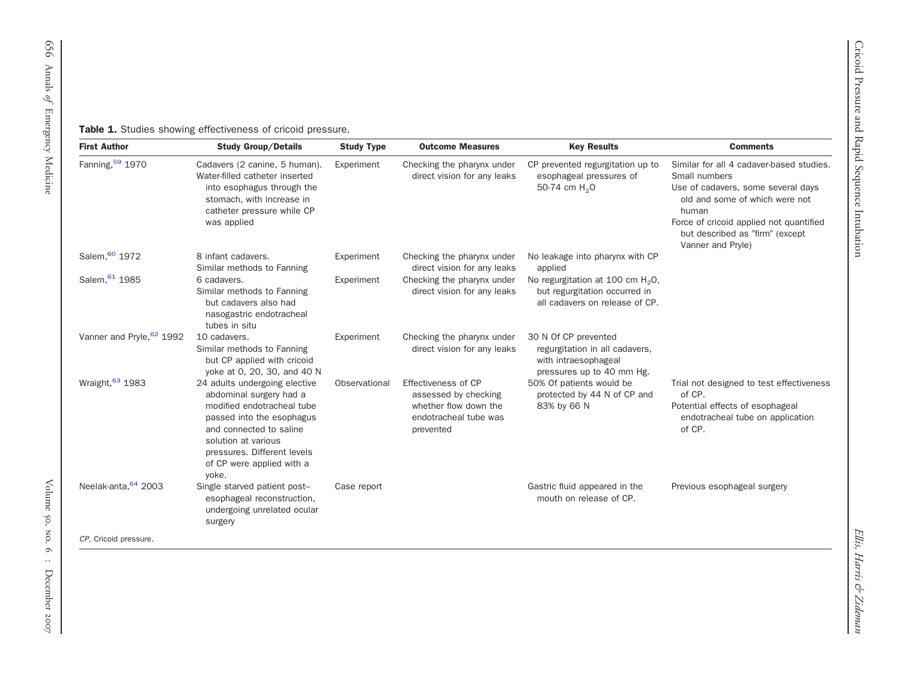**Table 1.** Studies showing effectiveness of cricoid pressure.

| First Author | Study Group/Details | Study Type | Outcome Measures | Key Results | Comments |
|---|---|---|---|---|---|
| Fanning,[59] 1970 | Cadavers (2 canine, 5 human). Water-filled catheter inserted into esophagus through the stomach, with increase in catheter pressure while CP was applied | Experiment | Checking the pharynx under direct vision for any leaks | CP prevented regurgitation up to esophageal pressures of 50-74 cm $H_2O$ | Similar for all 4 cadaver-based studies. Small numbers. Use of cadavers, some several days old and some of which were not human. Force of cricoid applied not quantified but described as "firm" (except Vanner and Pryle) |
| Salem,[60] 1972 | 8 infant cadavers. Similar methods to Fanning | Experiment | Checking the pharynx under direct vision for any leaks | No leakage into pharynx with CP applied | |
| Salem,[61] 1985 | 6 cadavers. Similar methods to Fanning but cadavers also had nasogastric endotracheal tubes in situ | Experiment | Checking the pharynx under direct vision for any leaks | No regurgitation at 100 cm $H_2O$, but regurgitation occurred in all cadavers on release of CP. | |
| Vanner and Pryle,[62] 1992 | 10 cadavers. Similar methods to Fanning but CP applied with cricoid yoke at 0, 20, 30, and 40 N | Experiment | Checking the pharynx under direct vision for any leaks | 30 N Of CP prevented regurgitation in all cadavers, with intraesophageal pressures up to 40 mm Hg. | |
| Wraight,[63] 1983 | 24 adults undergoing elective abdominal surgery had a modified endotracheal tube passed into the esophagus and connected to saline solution at various pressures. Different levels of CP were applied with a yoke. | Observational | Effectiveness of CP assessed by checking whether flow down the endotracheal tube was prevented | 50% Of patients would be protected by 44 N of CP and 83% by 66 N | Trial not designed to test effectiveness of CP. Potential effects of esophageal endotracheal tube on application of CP. |
| Neelak-anta,[64] 2003 | Single starved patient post–esophageal reconstruction, undergoing unrelated ocular surgery | Case report | | Gastric fluid appeared in the mouth on release of CP. | Previous esophageal surgery |

*CP*, Cricoid pressure.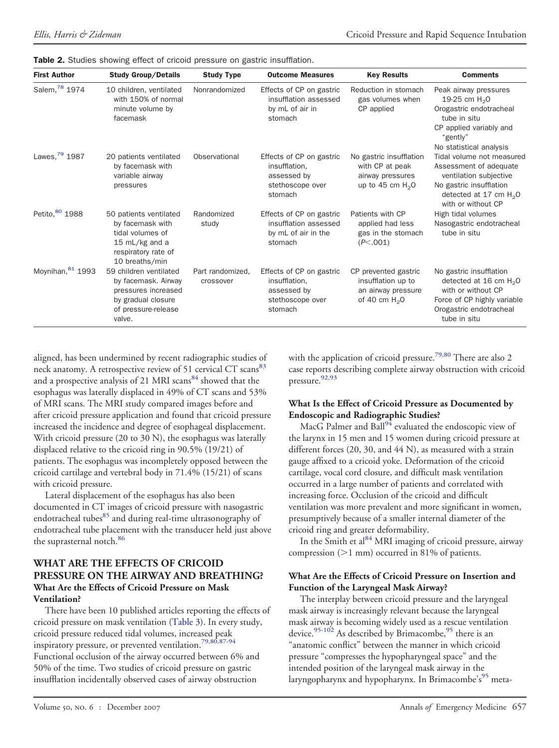**Table 2.** Studies showing effect of cricoid pressure on gastric insufflation.

| First Author | Study Group/Details | Study Type | Outcome Measures | Key Results | Comments |
|---|---|---|---|---|---|
| Salem,[78] 1974 | 10 children, ventilated with 150% of normal minute volume by facemask | Nonrandomized | Effects of CP on gastric insufflation assessed by mL of air in stomach | Reduction in stomach gas volumes when CP applied | Peak airway pressures 19-25 cm $H_2O$<br>Orogastric endotracheal tube in situ<br>CP applied variably and "gently"<br>No statistical analysis |
| Lawes,[79] 1987 | 20 patients ventilated by facemask with variable airway pressures | Observational | Effects of CP on gastric insufflation, assessed by stethoscope over stomach | No gastric insufflation with CP at peak airway pressures up to 45 cm $H_2O$ | Tidal volume not measured<br>Assessment of adequate ventilation subjective<br>No gastric insufflation detected at 17 cm $H_2O$ with or without CP |
| Petito,[80] 1988 | 50 patients ventilated by facemask with tidal volumes of 15 mL/kg and a respiratory rate of 10 breaths/min | Randomized study | Effects of CP on gastric insufflation assessed by mL of air in the stomach | Patients with CP applied had less gas in the stomach ($P<.001$) | High tidal volumes<br>Nasogastric endotracheal tube in situ |
| Moynihan,[81] 1993 | 59 children ventilated by facemask. Airway pressures increased by gradual closure of pressure-release valve. | Part randomized, crossover | Effects of CP on gastric insufflation, assessed by stethoscope over stomach | CP prevented gastric insufflation up to an airway pressure of 40 cm $H_2O$ | No gastric insufflation detected at 16 cm $H_2O$ with or without CP<br>Force of CP highly variable<br>Orogastric endotracheal tube in situ |

aligned, has been undermined by recent radiographic studies of neck anatomy. A retrospective review of 51 cervical CT scans[83] and a prospective analysis of 21 MRI scans[84] showed that the esophagus was laterally displaced in 49% of CT scans and 53% of MRI scans. The MRI study compared images before and after cricoid pressure application and found that cricoid pressure increased the incidence and degree of esophageal displacement. With cricoid pressure (20 to 30 N), the esophagus was laterally displaced relative to the cricoid ring in 90.5% (19/21) of patients. The esophagus was incompletely opposed between the cricoid cartilage and vertebral body in 71.4% (15/21) of scans with cricoid pressure.

Lateral displacement of the esophagus has also been documented in CT images of cricoid pressure with nasogastric endotracheal tubes[85] and during real-time ultrasonography of endotracheal tube placement with the transducer held just above the suprasternal notch.[86]

## WHAT ARE THE EFFECTS OF CRICOID PRESSURE ON THE AIRWAY AND BREATHING?

### What Are the Effects of Cricoid Pressure on Mask Ventilation?

There have been 10 published articles reporting the effects of cricoid pressure on mask ventilation (Table 3). In every study, cricoid pressure reduced tidal volumes, increased peak inspiratory pressure, or prevented ventilation.[79,80,87-94] Functional occlusion of the airway occurred between 6% and 50% of the time. Two studies of cricoid pressure on gastric insufflation incidentally observed cases of airway obstruction with the application of cricoid pressure.[79,80] There are also 2 case reports describing complete airway obstruction with cricoid pressure.[92,93]

### What Is the Effect of Cricoid Pressure as Documented by Endoscopic and Radiographic Studies?

MacG Palmer and Ball[94] evaluated the endoscopic view of the larynx in 15 men and 15 women during cricoid pressure at different forces (20, 30, and 44 N), as measured with a strain gauge affixed to a cricoid yoke. Deformation of the cricoid cartilage, vocal cord closure, and difficult mask ventilation occurred in a large number of patients and correlated with increasing force. Occlusion of the cricoid and difficult ventilation was more prevalent and more significant in women, presumptively because of a smaller internal diameter of the cricoid ring and greater deformability.

In the Smith et al[84] MRI imaging of cricoid pressure, airway compression (>1 mm) occurred in 81% of patients.

### What Are the Effects of Cricoid Pressure on Insertion and Function of the Laryngeal Mask Airway?

The interplay between cricoid pressure and the laryngeal mask airway is increasingly relevant because the laryngeal mask airway is becoming widely used as a rescue ventilation device.[95-102] As described by Brimacombe,[95] there is an "anatomic conflict" between the manner in which cricoid pressure "compresses the hypopharyngeal space" and the intended position of the laryngeal mask airway in the laryngopharynx and hypopharynx. In Brimacombe's[95] meta-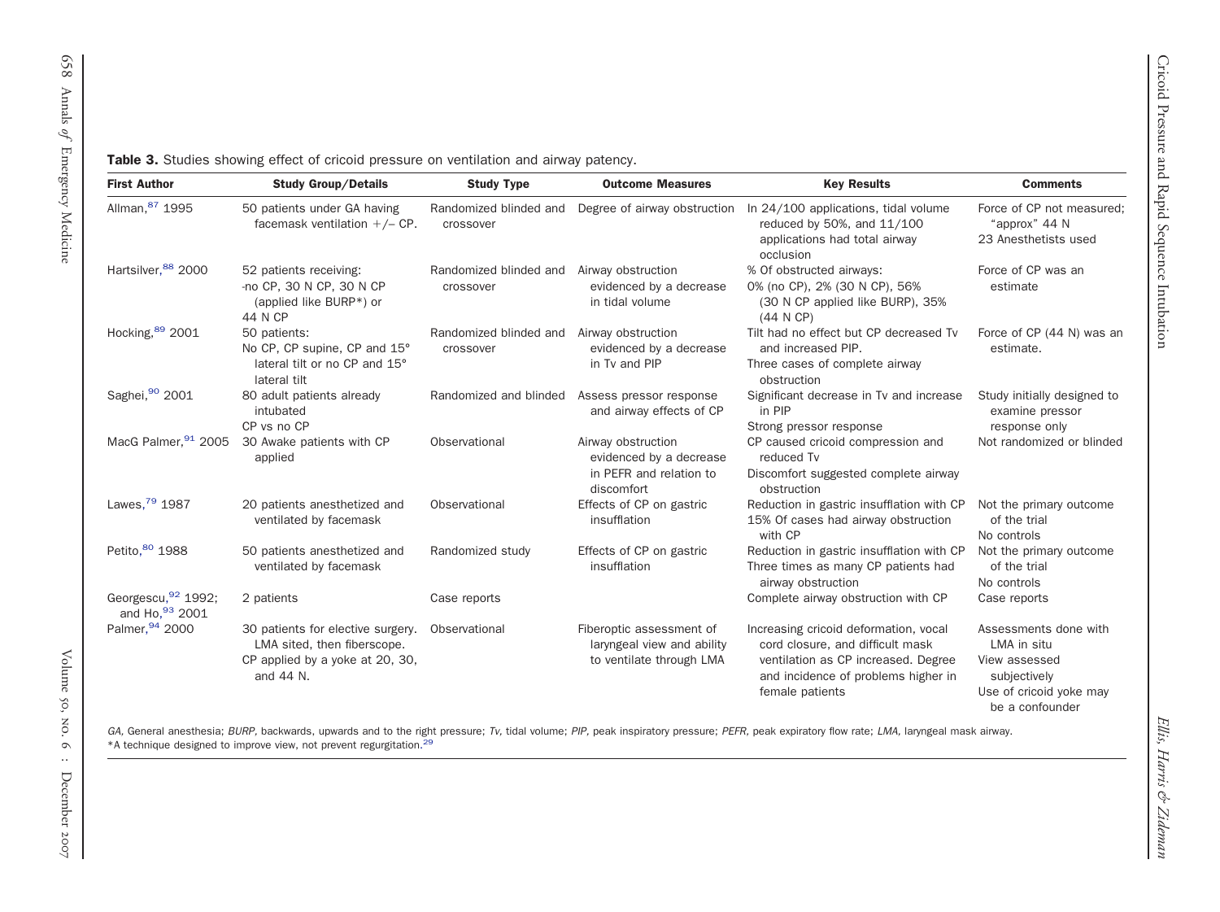**Table 3.** Studies showing effect of cricoid pressure on ventilation and airway patency.

| First Author | Study Group/Details | Study Type | Outcome Measures | Key Results | Comments |
|---|---|---|---|---|---|
| Allman,[87] 1995 | 50 patients under GA having facemask ventilation +/− CP. | Randomized blinded and crossover | Degree of airway obstruction | In 24/100 applications, tidal volume reduced by 50%, and 11/100 applications had total airway occlusion | Force of CP not measured; "approx" 44 N<br>23 Anesthetists used |
| Hartsilver,[88] 2000 | 52 patients receiving:<br>-no CP, 30 N CP, 30 N CP (applied like BURP*) or 44 N CP | Randomized blinded and crossover | Airway obstruction evidenced by a decrease in tidal volume | % Of obstructed airways:<br>0% (no CP), 2% (30 N CP), 56% (30 N CP applied like BURP), 35% (44 N CP) | Force of CP was an estimate |
| Hocking,[89] 2001 | 50 patients:<br>No CP, CP supine, CP and 15° lateral tilt or no CP and 15° lateral tilt | Randomized blinded and crossover | Airway obstruction evidenced by a decrease in Tv and PIP | Tilt had no effect but CP decreased Tv and increased PIP.<br>Three cases of complete airway obstruction | Force of CP (44 N) was an estimate. |
| Saghei,[90] 2001 | 80 adult patients already intubated<br>CP vs no CP | Randomized and blinded | Assess pressor response and airway effects of CP | Significant decrease in Tv and increase in PIP<br>Strong pressor response | Study initially designed to examine pressor response only |
| MacG Palmer,[91] 2005 | 30 Awake patients with CP applied | Observational | Airway obstruction evidenced by a decrease in PEFR and relation to discomfort | CP caused cricoid compression and reduced Tv<br>Discomfort suggested complete airway obstruction | Not randomized or blinded |
| Lawes,[79] 1987 | 20 patients anesthetized and ventilated by facemask | Observational | Effects of CP on gastric insufflation | Reduction in gastric insufflation with CP<br>15% Of cases had airway obstruction with CP | Not the primary outcome of the trial<br>No controls |
| Petito,[80] 1988 | 50 patients anesthetized and ventilated by facemask | Randomized study | Effects of CP on gastric insufflation | Reduction in gastric insufflation with CP<br>Three times as many CP patients had airway obstruction | Not the primary outcome of the trial<br>No controls |
| Georgescu,[92] 1992; and Ho,[93] 2001 | 2 patients | Case reports | | Complete airway obstruction with CP | Case reports |
| Palmer,[94] 2000 | 30 patients for elective surgery. LMA sited, then fiberscope.<br>CP applied by a yoke at 20, 30, and 44 N. | Observational | Fiberoptic assessment of laryngeal view and ability to ventilate through LMA | Increasing cricoid deformation, vocal cord closure, and difficult mask ventilation as CP increased. Degree and incidence of problems higher in female patients | Assessments done with LMA in situ<br>View assessed subjectively<br>Use of cricoid yoke may be a confounder |

*GA*, General anesthesia; *BURP*, backwards, upwards and to the right pressure; *Tv*, tidal volume; *PIP*, peak inspiratory pressure; *PEFR*, peak expiratory flow rate; *LMA*, laryngeal mask airway.
*A technique designed to improve view, not prevent regurgitation.[29]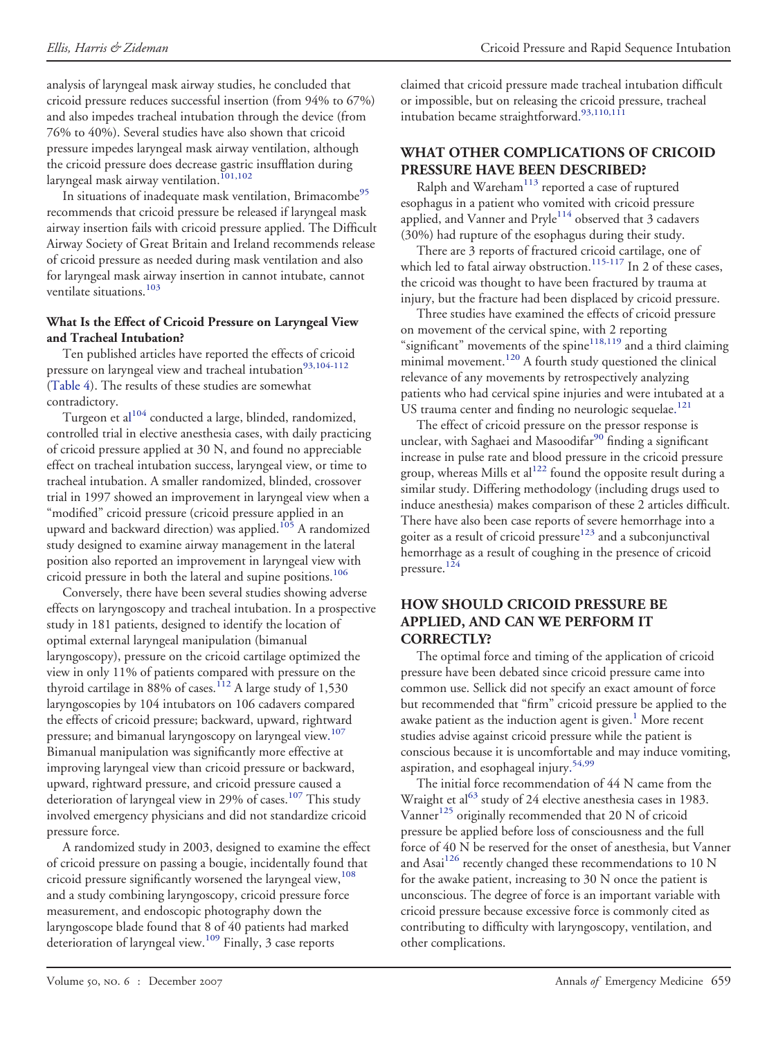analysis of laryngeal mask airway studies, he concluded that cricoid pressure reduces successful insertion (from 94% to 67%) and also impedes tracheal intubation through the device (from 76% to 40%). Several studies have also shown that cricoid pressure impedes laryngeal mask airway ventilation, although the cricoid pressure does decrease gastric insufflation during laryngeal mask airway ventilation.[101,102]

In situations of inadequate mask ventilation, Brimacombe[95] recommends that cricoid pressure be released if laryngeal mask airway insertion fails with cricoid pressure applied. The Difficult Airway Society of Great Britain and Ireland recommends release of cricoid pressure as needed during mask ventilation and also for laryngeal mask airway insertion in cannot intubate, cannot ventilate situations.[103]

#### What Is the Effect of Cricoid Pressure on Laryngeal View and Tracheal Intubation?

Ten published articles have reported the effects of cricoid pressure on laryngeal view and tracheal intubation[93,104-112] (Table 4). The results of these studies are somewhat contradictory.

Turgeon et al[104] conducted a large, blinded, randomized, controlled trial in elective anesthesia cases, with daily practicing of cricoid pressure applied at 30 N, and found no appreciable effect on tracheal intubation success, laryngeal view, or time to tracheal intubation. A smaller randomized, blinded, crossover trial in 1997 showed an improvement in laryngeal view when a "modified" cricoid pressure (cricoid pressure applied in an upward and backward direction) was applied.[105] A randomized study designed to examine airway management in the lateral position also reported an improvement in laryngeal view with cricoid pressure in both the lateral and supine positions.[106]

Conversely, there have been several studies showing adverse effects on laryngoscopy and tracheal intubation. In a prospective study in 181 patients, designed to identify the location of optimal external laryngeal manipulation (bimanual laryngoscopy), pressure on the cricoid cartilage optimized the view in only 11% of patients compared with pressure on the thyroid cartilage in 88% of cases.[112] A large study of 1,530 laryngoscopies by 104 intubators on 106 cadavers compared the effects of cricoid pressure; backward, upward, rightward pressure; and bimanual laryngoscopy on laryngeal view.[107] Bimanual manipulation was significantly more effective at improving laryngeal view than cricoid pressure or backward, upward, rightward pressure, and cricoid pressure caused a deterioration of laryngeal view in 29% of cases.[107] This study involved emergency physicians and did not standardize cricoid pressure force.

A randomized study in 2003, designed to examine the effect of cricoid pressure on passing a bougie, incidentally found that cricoid pressure significantly worsened the laryngeal view,[108] and a study combining laryngoscopy, cricoid pressure force measurement, and endoscopic photography down the laryngoscope blade found that 8 of 40 patients had marked deterioration of laryngeal view.[109] Finally, 3 case reports claimed that cricoid pressure made tracheal intubation difficult or impossible, but on releasing the cricoid pressure, tracheal intubation became straightforward.[93,110,111]

## WHAT OTHER COMPLICATIONS OF CRICOID PRESSURE HAVE BEEN DESCRIBED?

Ralph and Wareham[113] reported a case of ruptured esophagus in a patient who vomited with cricoid pressure applied, and Vanner and Pryle[114] observed that 3 cadavers (30%) had rupture of the esophagus during their study.

There are 3 reports of fractured cricoid cartilage, one of which led to fatal airway obstruction.[115-117] In 2 of these cases, the cricoid was thought to have been fractured by trauma at injury, but the fracture had been displaced by cricoid pressure.

Three studies have examined the effects of cricoid pressure on movement of the cervical spine, with 2 reporting "significant" movements of the spine[118,119] and a third claiming minimal movement.[120] A fourth study questioned the clinical relevance of any movements by retrospectively analyzing patients who had cervical spine injuries and were intubated at a US trauma center and finding no neurologic sequelae.[121]

The effect of cricoid pressure on the pressor response is unclear, with Saghaei and Masoodifar[90] finding a significant increase in pulse rate and blood pressure in the cricoid pressure group, whereas Mills et al[122] found the opposite result during a similar study. Differing methodology (including drugs used to induce anesthesia) makes comparison of these 2 articles difficult. There have also been case reports of severe hemorrhage into a goiter as a result of cricoid pressure[123] and a subconjunctival hemorrhage as a result of coughing in the presence of cricoid pressure.[124]

## HOW SHOULD CRICOID PRESSURE BE APPLIED, AND CAN WE PERFORM IT CORRECTLY?

The optimal force and timing of the application of cricoid pressure have been debated since cricoid pressure came into common use. Sellick did not specify an exact amount of force but recommended that "firm" cricoid pressure be applied to the awake patient as the induction agent is given.[1] More recent studies advise against cricoid pressure while the patient is conscious because it is uncomfortable and may induce vomiting, aspiration, and esophageal injury.[54,99]

The initial force recommendation of 44 N came from the Wraight et al[63] study of 24 elective anesthesia cases in 1983. Vanner[125] originally recommended that 20 N of cricoid pressure be applied before loss of consciousness and the full force of 40 N be reserved for the onset of anesthesia, but Vanner and Asai[126] recently changed these recommendations to 10 N for the awake patient, increasing to 30 N once the patient is unconscious. The degree of force is an important variable with cricoid pressure because excessive force is commonly cited as contributing to difficulty with laryngoscopy, ventilation, and other complications.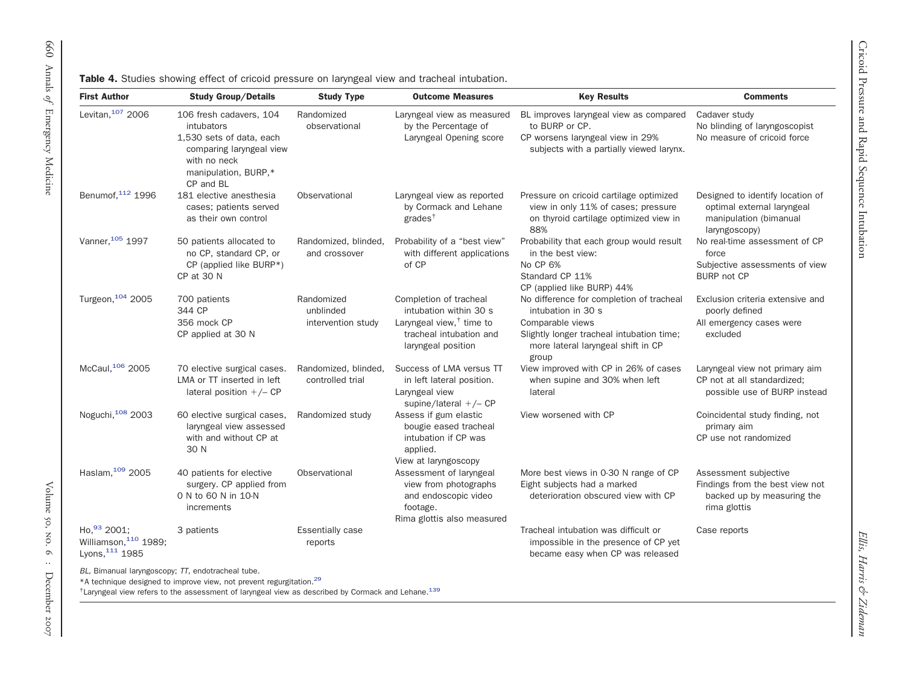**Table 4.** Studies showing effect of cricoid pressure on laryngeal view and tracheal intubation.

| First Author | Study Group/Details | Study Type | Outcome Measures | Key Results | Comments |
|---|---|---|---|---|---|
| Levitan,[107] 2006 | 106 fresh cadavers, 104 intubators<br>1,530 sets of data, each comparing laryngeal view with no neck manipulation, BURP,* CP and BL | Randomized observational | Laryngeal view as measured by the Percentage of Laryngeal Opening score | BL improves laryngeal view as compared to BURP or CP.<br>CP worsens laryngeal view in 29% subjects with a partially viewed larynx. | Cadaver study<br>No blinding of laryngoscopist<br>No measure of cricoid force |
| Benumof,[112] 1996 | 181 elective anesthesia cases; patients served as their own control | Observational | Laryngeal view as reported by Cormack and Lehane grades† | Pressure on cricoid cartilage optimized view in only 11% of cases; pressure on thyroid cartilage optimized view in 88% | Designed to identify location of optimal external laryngeal manipulation (bimanual laryngoscopy) |
| Vanner,[105] 1997 | 50 patients allocated to no CP, standard CP, or CP (applied like BURP*)<br>CP at 30 N | Randomized, blinded, and crossover | Probability of a "best view" with different applications of CP | Probability that each group would result in the best view:<br>No CP 6%<br>Standard CP 11%<br>CP (applied like BURP) 44% | No real-time assessment of CP force<br>Subjective assessments of view<br>BURP not CP |
| Turgeon,[104] 2005 | 700 patients<br>344 CP<br>356 mock CP<br>CP applied at 30 N | Randomized unblinded intervention study | Completion of tracheal intubation within 30 s<br>Laryngeal view,† time to tracheal intubation and laryngeal position | No difference for completion of tracheal intubation in 30 s<br>Comparable views<br>Slightly longer tracheal intubation time; more lateral laryngeal shift in CP group | Exclusion criteria extensive and poorly defined<br>All emergency cases were excluded |
| McCaul,[106] 2005 | 70 elective surgical cases. LMA or TT inserted in left lateral position +/– CP | Randomized, blinded, controlled trial | Success of LMA versus TT in left lateral position.<br>Laryngeal view supine/lateral +/– CP | View improved with CP in 26% of cases when supine and 30% when left lateral | Laryngeal view not primary aim<br>CP not at all standardized; possible use of BURP instead |
| Noguchi,[108] 2003 | 60 elective surgical cases, laryngeal view assessed with and without CP at 30 N | Randomized study | Assess if gum elastic bougie eased tracheal intubation if CP was applied.<br>View at laryngoscopy | View worsened with CP | Coincidental study finding, not primary aim<br>CP use not randomized |
| Haslam,[109] 2005 | 40 patients for elective surgery. CP applied from 0 N to 60 N in 10-N increments | Observational | Assessment of laryngeal view from photographs and endoscopic video footage.<br>Rima glottis also measured | More best views in 0-30 N range of CP<br>Eight subjects had a marked deterioration obscured view with CP | Assessment subjective<br>Findings from the best view not backed up by measuring the rima glottis |
| Ho,[93] 2001; Williamson,[110] 1989; Lyons,[111] 1985 | 3 patients | Essentially case reports | | Tracheal intubation was difficult or impossible in the presence of CP yet became easy when CP was released | Case reports |

*BL*, Bimanual laryngoscopy; *TT*, endotracheal tube.
*A technique designed to improve view, not prevent regurgitation.[29]
†Laryngeal view refers to the assessment of laryngeal view as described by Cormack and Lehane.[139]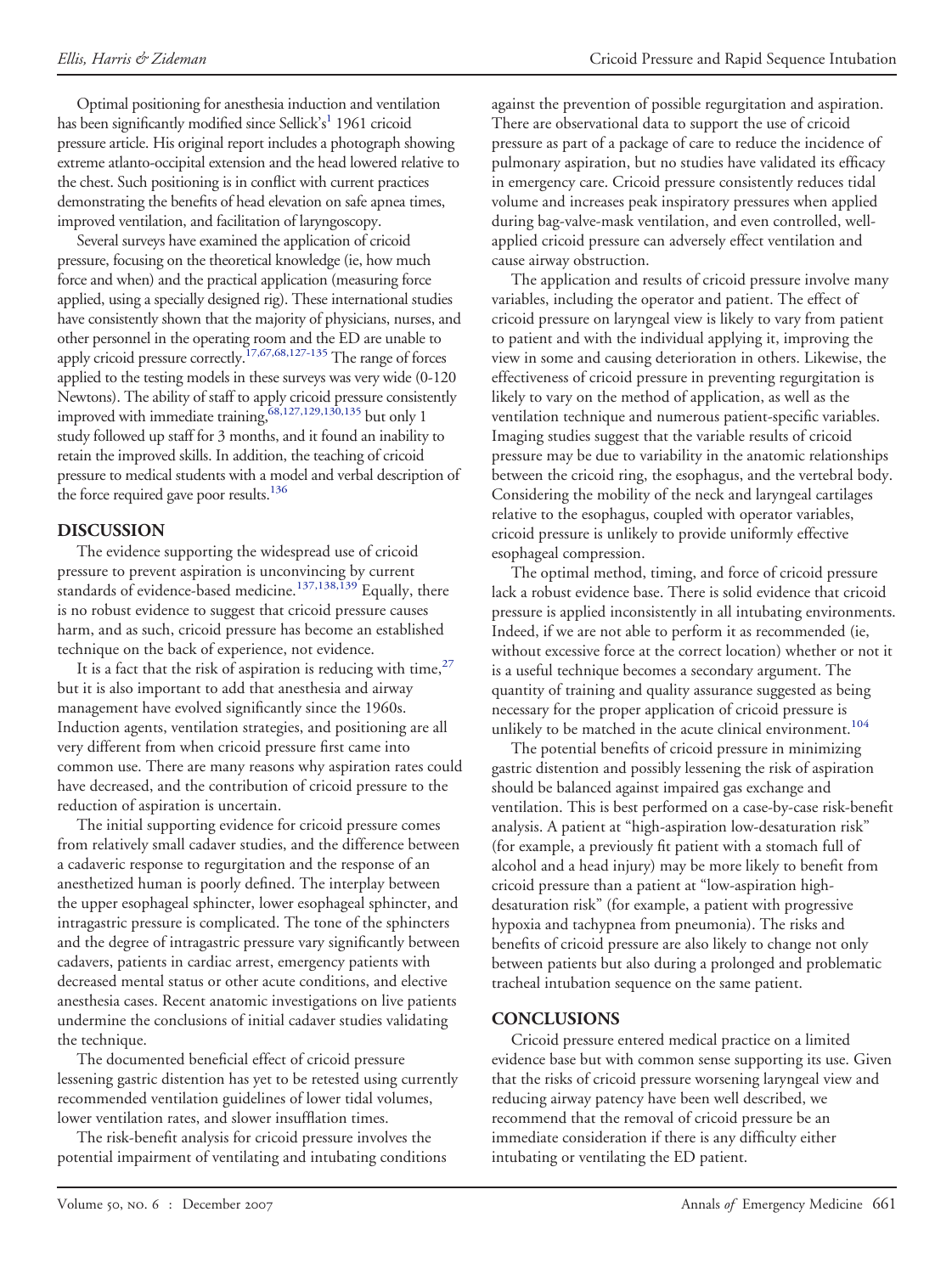Optimal positioning for anesthesia induction and ventilation has been significantly modified since Sellick's[1] 1961 cricoid pressure article. His original report includes a photograph showing extreme atlanto-occipital extension and the head lowered relative to the chest. Such positioning is in conflict with current practices demonstrating the benefits of head elevation on safe apnea times, improved ventilation, and facilitation of laryngoscopy.

Several surveys have examined the application of cricoid pressure, focusing on the theoretical knowledge (ie, how much force and when) and the practical application (measuring force applied, using a specially designed rig). These international studies have consistently shown that the majority of physicians, nurses, and other personnel in the operating room and the ED are unable to apply cricoid pressure correctly.[17,67,68,127-135] The range of forces applied to the testing models in these surveys was very wide (0-120 Newtons). The ability of staff to apply cricoid pressure consistently improved with immediate training,[68,127,129,130,135] but only 1 study followed up staff for 3 months, and it found an inability to retain the improved skills. In addition, the teaching of cricoid pressure to medical students with a model and verbal description of the force required gave poor results.[136]

## DISCUSSION

The evidence supporting the widespread use of cricoid pressure to prevent aspiration is unconvincing by current standards of evidence-based medicine.[137,138,139] Equally, there is no robust evidence to suggest that cricoid pressure causes harm, and as such, cricoid pressure has become an established technique on the back of experience, not evidence.

It is a fact that the risk of aspiration is reducing with time,[27] but it is also important to add that anesthesia and airway management have evolved significantly since the 1960s. Induction agents, ventilation strategies, and positioning are all very different from when cricoid pressure first came into common use. There are many reasons why aspiration rates could have decreased, and the contribution of cricoid pressure to the reduction of aspiration is uncertain.

The initial supporting evidence for cricoid pressure comes from relatively small cadaver studies, and the difference between a cadaveric response to regurgitation and the response of an anesthetized human is poorly defined. The interplay between the upper esophageal sphincter, lower esophageal sphincter, and intragastric pressure is complicated. The tone of the sphincters and the degree of intragastric pressure vary significantly between cadavers, patients in cardiac arrest, emergency patients with decreased mental status or other acute conditions, and elective anesthesia cases. Recent anatomic investigations on live patients undermine the conclusions of initial cadaver studies validating the technique.

The documented beneficial effect of cricoid pressure lessening gastric distention has yet to be retested using currently recommended ventilation guidelines of lower tidal volumes, lower ventilation rates, and slower insufflation times.

The risk-benefit analysis for cricoid pressure involves the potential impairment of ventilating and intubating conditions against the prevention of possible regurgitation and aspiration. There are observational data to support the use of cricoid pressure as part of a package of care to reduce the incidence of pulmonary aspiration, but no studies have validated its efficacy in emergency care. Cricoid pressure consistently reduces tidal volume and increases peak inspiratory pressures when applied during bag-valve-mask ventilation, and even controlled, well-applied cricoid pressure can adversely effect ventilation and cause airway obstruction.

The application and results of cricoid pressure involve many variables, including the operator and patient. The effect of cricoid pressure on laryngeal view is likely to vary from patient to patient and with the individual applying it, improving the view in some and causing deterioration in others. Likewise, the effectiveness of cricoid pressure in preventing regurgitation is likely to vary on the method of application, as well as the ventilation technique and numerous patient-specific variables. Imaging studies suggest that the variable results of cricoid pressure may be due to variability in the anatomic relationships between the cricoid ring, the esophagus, and the vertebral body. Considering the mobility of the neck and laryngeal cartilages relative to the esophagus, coupled with operator variables, cricoid pressure is unlikely to provide uniformly effective esophageal compression.

The optimal method, timing, and force of cricoid pressure lack a robust evidence base. There is solid evidence that cricoid pressure is applied inconsistently in all intubating environments. Indeed, if we are not able to perform it as recommended (ie, without excessive force at the correct location) whether or not it is a useful technique becomes a secondary argument. The quantity of training and quality assurance suggested as being necessary for the proper application of cricoid pressure is unlikely to be matched in the acute clinical environment.[104]

The potential benefits of cricoid pressure in minimizing gastric distention and possibly lessening the risk of aspiration should be balanced against impaired gas exchange and ventilation. This is best performed on a case-by-case risk-benefit analysis. A patient at "high-aspiration low-desaturation risk" (for example, a previously fit patient with a stomach full of alcohol and a head injury) may be more likely to benefit from cricoid pressure than a patient at "low-aspiration high-desaturation risk" (for example, a patient with progressive hypoxia and tachypnea from pneumonia). The risks and benefits of cricoid pressure are also likely to change not only between patients but also during a prolonged and problematic tracheal intubation sequence on the same patient.

## CONCLUSIONS

Cricoid pressure entered medical practice on a limited evidence base but with common sense supporting its use. Given that the risks of cricoid pressure worsening laryngeal view and reducing airway patency have been well described, we recommend that the removal of cricoid pressure be an immediate consideration if there is any difficulty either intubating or ventilating the ED patient.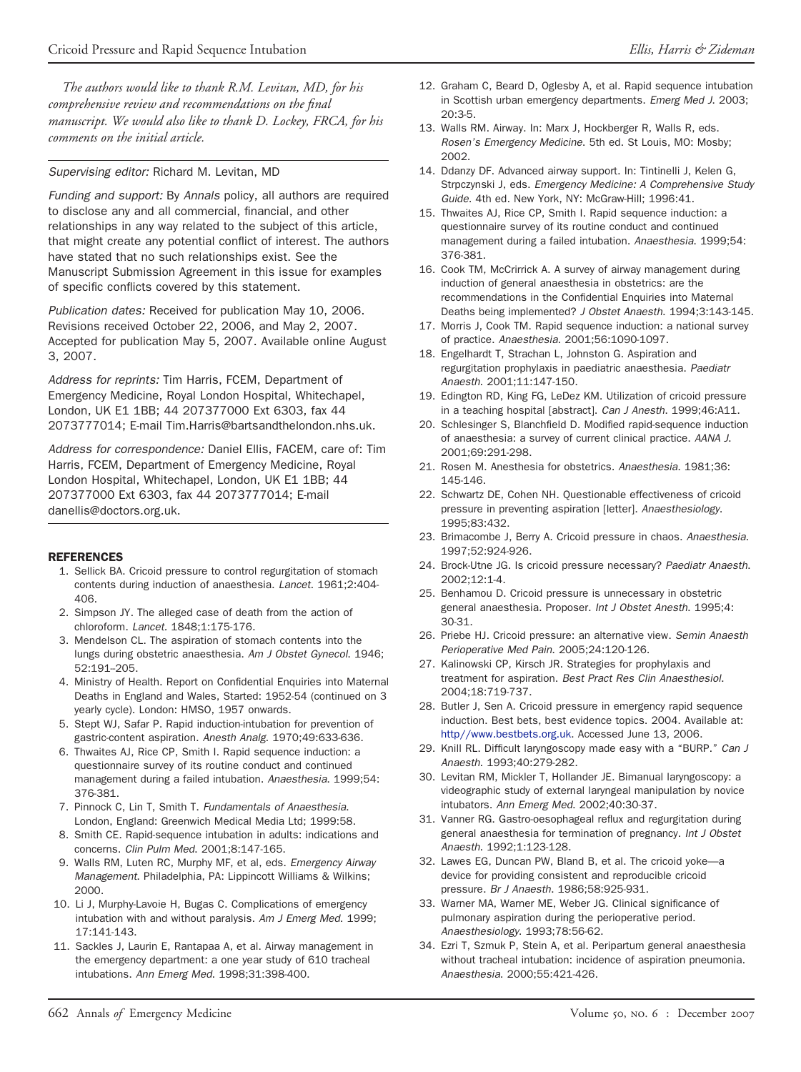*The authors would like to thank R.M. Levitan, MD, for his comprehensive review and recommendations on the final manuscript. We would also like to thank D. Lockey, FRCA, for his comments on the initial article.*

*Supervising editor:* Richard M. Levitan, MD

*Funding and support:* By *Annals* policy, all authors are required to disclose any and all commercial, financial, and other relationships in any way related to the subject of this article, that might create any potential conflict of interest. The authors have stated that no such relationships exist. See the Manuscript Submission Agreement in this issue for examples of specific conflicts covered by this statement.

*Publication dates:* Received for publication May 10, 2006. Revisions received October 22, 2006, and May 2, 2007. Accepted for publication May 5, 2007. Available online August 3, 2007.

*Address for reprints:* Tim Harris, FCEM, Department of Emergency Medicine, Royal London Hospital, Whitechapel, London, UK E1 1BB; 44 207377000 Ext 6303, fax 44 2073777014; E-mail Tim.Harris@bartsandthelondon.nhs.uk.

*Address for correspondence:* Daniel Ellis, FACEM, care of: Tim Harris, FCEM, Department of Emergency Medicine, Royal London Hospital, Whitechapel, London, UK E1 1BB; 44 207377000 Ext 6303, fax 44 2073777014; E-mail danellis@doctors.org.uk.

## REFERENCES

1. Sellick BA. Cricoid pressure to control regurgitation of stomach contents during induction of anaesthesia. *Lancet*. 1961;2:404-406.
2. Simpson JY. The alleged case of death from the action of chloroform. *Lancet*. 1848;1:175-176.
3. Mendelson CL. The aspiration of stomach contents into the lungs during obstetric anaesthesia. *Am J Obstet Gynecol*. 1946; 52:191–205.
4. Ministry of Health. Report on Confidential Enquiries into Maternal Deaths in England and Wales, Started: 1952-54 (continued on 3 yearly cycle). London: HMSO, 1957 onwards.
5. Stept WJ, Safar P. Rapid induction-intubation for prevention of gastric-content aspiration. *Anesth Analg*. 1970;49:633-636.
6. Thwaites AJ, Rice CP, Smith I. Rapid sequence induction: a questionnaire survey of its routine conduct and continued management during a failed intubation. *Anaesthesia*. 1999;54: 376-381.
7. Pinnock C, Lin T, Smith T. *Fundamentals of Anaesthesia*. London, England: Greenwich Medical Media Ltd; 1999:58.
8. Smith CE. Rapid-sequence intubation in adults: indications and concerns. *Clin Pulm Med*. 2001;8:147-165.
9. Walls RM, Luten RC, Murphy MF, et al, eds. *Emergency Airway Management*. Philadelphia, PA: Lippincott Williams & Wilkins; 2000.
10. Li J, Murphy-Lavoie H, Bugas C. Complications of emergency intubation with and without paralysis. *Am J Emerg Med*. 1999; 17:141-143.
11. Sackles J, Laurin E, Rantapaa A, et al. Airway management in the emergency department: a one year study of 610 tracheal intubations. *Ann Emerg Med*. 1998;31:398-400.
12. Graham C, Beard D, Oglesby A, et al. Rapid sequence intubation in Scottish urban emergency departments. *Emerg Med J*. 2003; 20:3-5.
13. Walls RM. Airway. In: Marx J, Hockberger R, Walls R, eds. *Rosen's Emergency Medicine*. 5th ed. St Louis, MO: Mosby; 2002.
14. Ddanzy DF. Advanced airway support. In: Tintinelli J, Kelen G, Strpczynski J, eds. *Emergency Medicine: A Comprehensive Study Guide*. 4th ed. New York, NY: McGraw-Hill; 1996:41.
15. Thwaites AJ, Rice CP, Smith I. Rapid sequence induction: a questionnaire survey of its routine conduct and continued management during a failed intubation. *Anaesthesia*. 1999;54: 376-381.
16. Cook TM, McCrirrick A. A survey of airway management during induction of general anaesthesia in obstetrics: are the recommendations in the Confidential Enquiries into Maternal Deaths being implemented? *J Obstet Anaesth*. 1994;3:143-145.
17. Morris J, Cook TM. Rapid sequence induction: a national survey of practice. *Anaesthesia*. 2001;56:1090-1097.
18. Engelhardt T, Strachan L, Johnston G. Aspiration and regurgitation prophylaxis in paediatric anaesthesia. *Paediatr Anaesth*. 2001;11:147-150.
19. Edington RD, King FG, LeDez KM. Utilization of cricoid pressure in a teaching hospital [abstract]. *Can J Anesth*. 1999;46:A11.
20. Schlesinger S, Blanchfield D. Modified rapid-sequence induction of anaesthesia: a survey of current clinical practice. *AANA J*. 2001;69:291-298.
21. Rosen M. Anesthesia for obstetrics. *Anaesthesia*. 1981;36: 145-146.
22. Schwartz DE, Cohen NH. Questionable effectiveness of cricoid pressure in preventing aspiration [letter]. *Anaesthesiology*. 1995;83:432.
23. Brimacombe J, Berry A. Cricoid pressure in chaos. *Anaesthesia*. 1997;52:924-926.
24. Brock-Utne JG. Is cricoid pressure necessary? *Paediatr Anaesth*. 2002;12:1-4.
25. Benhamou D. Cricoid pressure is unnecessary in obstetric general anaesthesia. Proposer. *Int J Obstet Anesth*. 1995;4: 30-31.
26. Priebe HJ. Cricoid pressure: an alternative view. *Semin Anaesth Perioperative Med Pain*. 2005;24:120-126.
27. Kalinowski CP, Kirsch JR. Strategies for prophylaxis and treatment for aspiration. *Best Pract Res Clin Anaesthesiol*. 2004;18:719-737.
28. Butler J, Sen A. Cricoid pressure in emergency rapid sequence induction. Best bets, best evidence topics. 2004. Available at: http//www.bestbets.org.uk. Accessed June 13, 2006.
29. Knill RL. Difficult laryngoscopy made easy with a "BURP." *Can J Anaesth*. 1993;40:279-282.
30. Levitan RM, Mickler T, Hollander JE. Bimanual laryngoscopy: a videographic study of external laryngeal manipulation by novice intubators. *Ann Emerg Med*. 2002;40:30-37.
31. Vanner RG. Gastro-oesophageal reflux and regurgitation during general anaesthesia for termination of pregnancy. *Int J Obstet Anaesth*. 1992;1:123-128.
32. Lawes EG, Duncan PW, Bland B, et al. The cricoid yoke—a device for providing consistent and reproducible cricoid pressure. *Br J Anaesth*. 1986;58:925-931.
33. Warner MA, Warner ME, Weber JG. Clinical significance of pulmonary aspiration during the perioperative period. *Anaesthesiology*. 1993;78:56-62.
34. Ezri T, Szmuk P, Stein A, et al. Peripartum general anaesthesia without tracheal intubation: incidence of aspiration pneumonia. *Anaesthesia*. 2000;55:421-426.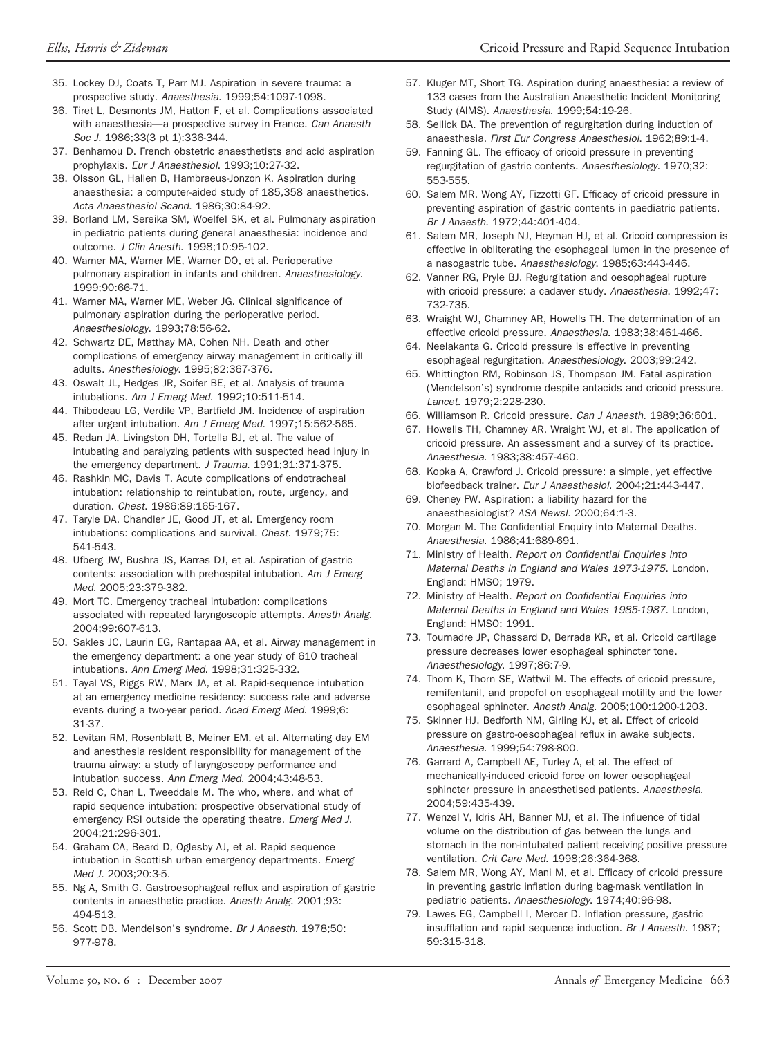35. Lockey DJ, Coats T, Parr MJ. Aspiration in severe trauma: a prospective study. *Anaesthesia*. 1999;54:1097-1098.
36. Tiret L, Desmonts JM, Hatton F, et al. Complications associated with anaesthesia—a prospective survey in France. *Can Anaesth Soc J*. 1986;33(3 pt 1):336-344.
37. Benhamou D. French obstetric anaesthetists and acid aspiration prophylaxis. *Eur J Anaesthesiol*. 1993;10:27-32.
38. Olsson GL, Hallen B, Hambraeus-Jonzon K. Aspiration during anaesthesia: a computer-aided study of 185,358 anaesthetics. *Acta Anaesthesiol Scand*. 1986;30:84-92.
39. Borland LM, Sereika SM, Woelfel SK, et al. Pulmonary aspiration in pediatric patients during general anaesthesia: incidence and outcome. *J Clin Anesth*. 1998;10:95-102.
40. Warner MA, Warner ME, Warner DO, et al. Perioperative pulmonary aspiration in infants and children. *Anaesthesiology*. 1999;90:66-71.
41. Warner MA, Warner ME, Weber JG. Clinical significance of pulmonary aspiration during the perioperative period. *Anaesthesiology*. 1993;78:56-62.
42. Schwartz DE, Matthay MA, Cohen NH. Death and other complications of emergency airway management in critically ill adults. *Anesthesiology*. 1995;82:367-376.
43. Oswalt JL, Hedges JR, Soifer BE, et al. Analysis of trauma intubations. *Am J Emerg Med*. 1992;10:511-514.
44. Thibodeau LG, Verdile VP, Bartfield JM. Incidence of aspiration after urgent intubation. *Am J Emerg Med*. 1997;15:562-565.
45. Redan JA, Livingston DH, Tortella BJ, et al. The value of intubating and paralyzing patients with suspected head injury in the emergency department. *J Trauma*. 1991;31:371-375.
46. Rashkin MC, Davis T. Acute complications of endotracheal intubation: relationship to reintubation, route, urgency, and duration. *Chest*. 1986;89:165-167.
47. Taryle DA, Chandler JE, Good JT, et al. Emergency room intubations: complications and survival. *Chest*. 1979;75: 541-543.
48. Ufberg JW, Bushra JS, Karras DJ, et al. Aspiration of gastric contents: association with prehospital intubation. *Am J Emerg Med*. 2005;23:379-382.
49. Mort TC. Emergency tracheal intubation: complications associated with repeated laryngoscopic attempts. *Anesth Analg*. 2004;99:607-613.
50. Sakles JC, Laurin EG, Rantapaa AA, et al. Airway management in the emergency department: a one year study of 610 tracheal intubations. *Ann Emerg Med*. 1998;31:325-332.
51. Tayal VS, Riggs RW, Marx JA, et al. Rapid-sequence intubation at an emergency medicine residency: success rate and adverse events during a two-year period. *Acad Emerg Med*. 1999;6: 31-37.
52. Levitan RM, Rosenblatt B, Meiner EM, et al. Alternating day EM and anesthesia resident responsibility for management of the trauma airway: a study of laryngoscopy performance and intubation success. *Ann Emerg Med*. 2004;43:48-53.
53. Reid C, Chan L, Tweeddale M. The who, where, and what of rapid sequence intubation: prospective observational study of emergency RSI outside the operating theatre. *Emerg Med J*. 2004;21:296-301.
54. Graham CA, Beard D, Oglesby AJ, et al. Rapid sequence intubation in Scottish urban emergency departments. *Emerg Med J*. 2003;20:3-5.
55. Ng A, Smith G. Gastroesophageal reflux and aspiration of gastric contents in anaesthetic practice. *Anesth Analg*. 2001;93: 494-513.
56. Scott DB. Mendelson's syndrome. *Br J Anaesth*. 1978;50: 977-978.
57. Kluger MT, Short TG. Aspiration during anaesthesia: a review of 133 cases from the Australian Anaesthetic Incident Monitoring Study (AIMS). *Anaesthesia*. 1999;54:19-26.
58. Sellick BA. The prevention of regurgitation during induction of anaesthesia. *First Eur Congress Anaesthesiol*. 1962;89:1-4.
59. Fanning GL. The efficacy of cricoid pressure in preventing regurgitation of gastric contents. *Anaesthesiology*. 1970;32: 553-555.
60. Salem MR, Wong AY, Fizzotti GF. Efficacy of cricoid pressure in preventing aspiration of gastric contents in paediatric patients. *Br J Anaesth*. 1972;44:401-404.
61. Salem MR, Joseph NJ, Heyman HJ, et al. Cricoid compression is effective in obliterating the esophageal lumen in the presence of a nasogastric tube. *Anaesthesiology*. 1985;63:443-446.
62. Vanner RG, Pryle BJ. Regurgitation and oesophageal rupture with cricoid pressure: a cadaver study. *Anaesthesia*. 1992;47: 732-735.
63. Wraight WJ, Chamney AR, Howells TH. The determination of an effective cricoid pressure. *Anaesthesia*. 1983;38:461-466.
64. Neelakanta G. Cricoid pressure is effective in preventing esophageal regurgitation. *Anaesthesiology*. 2003;99:242.
65. Whittington RM, Robinson JS, Thompson JM. Fatal aspiration (Mendelson's) syndrome despite antacids and cricoid pressure. *Lancet*. 1979;2:228-230.
66. Williamson R. Cricoid pressure. *Can J Anaesth*. 1989;36:601.
67. Howells TH, Chamney AR, Wraight WJ, et al. The application of cricoid pressure. An assessment and a survey of its practice. *Anaesthesia*. 1983;38:457-460.
68. Kopka A, Crawford J. Cricoid pressure: a simple, yet effective biofeedback trainer. *Eur J Anaesthesiol*. 2004;21:443-447.
69. Cheney FW. Aspiration: a liability hazard for the anaesthesiologist? *ASA Newsl*. 2000;64:1-3.
70. Morgan M. The Confidential Enquiry into Maternal Deaths. *Anaesthesia*. 1986;41:689-691.
71. Ministry of Health. *Report on Confidential Enquiries into Maternal Deaths in England and Wales 1973-1975*. London, England: HMSO; 1979.
72. Ministry of Health. *Report on Confidential Enquiries into Maternal Deaths in England and Wales 1985-1987*. London, England: HMSO; 1991.
73. Tournadre JP, Chassard D, Berrada KR, et al. Cricoid cartilage pressure decreases lower esophageal sphincter tone. *Anaesthesiology*. 1997;86:7-9.
74. Thorn K, Thorn SE, Wattwil M. The effects of cricoid pressure, remifentanil, and propofol on esophageal motility and the lower esophageal sphincter. *Anesth Analg*. 2005;100:1200-1203.
75. Skinner HJ, Bedforth NM, Girling KJ, et al. Effect of cricoid pressure on gastro-oesophageal reflux in awake subjects. *Anaesthesia*. 1999;54:798-800.
76. Garrard A, Campbell AE, Turley A, et al. The effect of mechanically-induced cricoid force on lower oesophageal sphincter pressure in anaesthetised patients. *Anaesthesia*. 2004;59:435-439.
77. Wenzel V, Idris AH, Banner MJ, et al. The influence of tidal volume on the distribution of gas between the lungs and stomach in the non-intubated patient receiving positive pressure ventilation. *Crit Care Med*. 1998;26:364-368.
78. Salem MR, Wong AY, Mani M, et al. Efficacy of cricoid pressure in preventing gastric inflation during bag-mask ventilation in pediatric patients. *Anaesthesiology*. 1974;40:96-98.
79. Lawes EG, Campbell I, Mercer D. Inflation pressure, gastric insufflation and rapid sequence induction. *Br J Anaesth*. 1987; 59:315-318.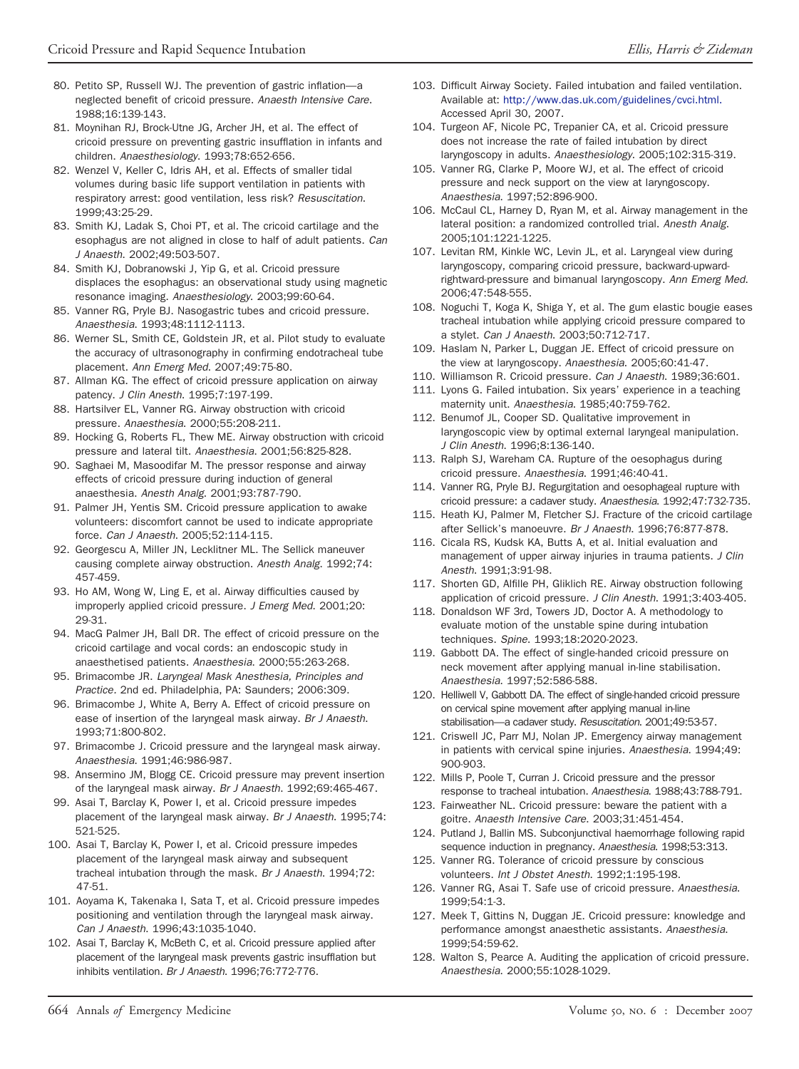80. Petito SP, Russell WJ. The prevention of gastric inflation—a neglected benefit of cricoid pressure. *Anaesth Intensive Care.* 1988;16:139-143.
81. Moynihan RJ, Brock-Utne JG, Archer JH, et al. The effect of cricoid pressure on preventing gastric insufflation in infants and children. *Anaesthesiology.* 1993;78:652-656.
82. Wenzel V, Keller C, Idris AH, et al. Effects of smaller tidal volumes during basic life support ventilation in patients with respiratory arrest: good ventilation, less risk? *Resuscitation.* 1999;43:25-29.
83. Smith KJ, Ladak S, Choi PT, et al. The cricoid cartilage and the esophagus are not aligned in close to half of adult patients. *Can J Anaesth.* 2002;49:503-507.
84. Smith KJ, Dobranowski J, Yip G, et al. Cricoid pressure displaces the esophagus: an observational study using magnetic resonance imaging. *Anaesthesiology.* 2003;99:60-64.
85. Vanner RG, Pryle BJ. Nasogastric tubes and cricoid pressure. *Anaesthesia.* 1993;48:1112-1113.
86. Werner SL, Smith CE, Goldstein JR, et al. Pilot study to evaluate the accuracy of ultrasonography in confirming endotracheal tube placement. *Ann Emerg Med.* 2007;49:75-80.
87. Allman KG. The effect of cricoid pressure application on airway patency. *J Clin Anesth.* 1995;7:197-199.
88. Hartsilver EL, Vanner RG. Airway obstruction with cricoid pressure. *Anaesthesia.* 2000;55:208-211.
89. Hocking G, Roberts FL, Thew ME. Airway obstruction with cricoid pressure and lateral tilt. *Anaesthesia.* 2001;56:825-828.
90. Saghaei M, Masoodifar M. The pressor response and airway effects of cricoid pressure during induction of general anaesthesia. *Anesth Analg.* 2001;93:787-790.
91. Palmer JH, Yentis SM. Cricoid pressure application to awake volunteers: discomfort cannot be used to indicate appropriate force. *Can J Anaesth.* 2005;52:114-115.
92. Georgescu A, Miller JN, Lecklitner ML. The Sellick maneuver causing complete airway obstruction. *Anesth Analg.* 1992;74:457-459.
93. Ho AM, Wong W, Ling E, et al. Airway difficulties caused by improperly applied cricoid pressure. *J Emerg Med.* 2001;20:29-31.
94. MacG Palmer JH, Ball DR. The effect of cricoid pressure on the cricoid cartilage and vocal cords: an endoscopic study in anaesthetised patients. *Anaesthesia.* 2000;55:263-268.
95. Brimacombe JR. *Laryngeal Mask Anesthesia, Principles and Practice.* 2nd ed. Philadelphia, PA: Saunders; 2006:309.
96. Brimacombe J, White A, Berry A. Effect of cricoid pressure on ease of insertion of the laryngeal mask airway. *Br J Anaesth.* 1993;71:800-802.
97. Brimacombe J. Cricoid pressure and the laryngeal mask airway. *Anaesthesia.* 1991;46:986-987.
98. Ansermino JM, Blogg CE. Cricoid pressure may prevent insertion of the laryngeal mask airway. *Br J Anaesth.* 1992;69:465-467.
99. Asai T, Barclay K, Power I, et al. Cricoid pressure impedes placement of the laryngeal mask airway. *Br J Anaesth.* 1995;74:521-525.
100. Asai T, Barclay K, Power I, et al. Cricoid pressure impedes placement of the laryngeal mask airway and subsequent tracheal intubation through the mask. *Br J Anaesth.* 1994;72:47-51.
101. Aoyama K, Takenaka I, Sata T, et al. Cricoid pressure impedes positioning and ventilation through the laryngeal mask airway. *Can J Anaesth.* 1996;43:1035-1040.
102. Asai T, Barclay K, McBeth C, et al. Cricoid pressure applied after placement of the laryngeal mask prevents gastric insufflation but inhibits ventilation. *Br J Anaesth.* 1996;76:772-776.
103. Difficult Airway Society. Failed intubation and failed ventilation. Available at: http://www.das.uk.com/guidelines/cvci.html. Accessed April 30, 2007.
104. Turgeon AF, Nicole PC, Trepanier CA, et al. Cricoid pressure does not increase the rate of failed intubation by direct laryngoscopy in adults. *Anaesthesiology.* 2005;102:315-319.
105. Vanner RG, Clarke P, Moore WJ, et al. The effect of cricoid pressure and neck support on the view at laryngoscopy. *Anaesthesia.* 1997;52:896-900.
106. McCaul CL, Harney D, Ryan M, et al. Airway management in the lateral position: a randomized controlled trial. *Anesth Analg.* 2005;101:1221-1225.
107. Levitan RM, Kinkle WC, Levin JL, et al. Laryngeal view during laryngoscopy, comparing cricoid pressure, backward-upward-rightward-pressure and bimanual laryngoscopy. *Ann Emerg Med.* 2006;47:548-555.
108. Noguchi T, Koga K, Shiga Y, et al. The gum elastic bougie eases tracheal intubation while applying cricoid pressure compared to a stylet. *Can J Anaesth.* 2003;50:712-717.
109. Haslam N, Parker L, Duggan JE. Effect of cricoid pressure on the view at laryngoscopy. *Anaesthesia.* 2005;60:41-47.
110. Williamson R. Cricoid pressure. *Can J Anaesth.* 1989;36:601.
111. Lyons G. Failed intubation. Six years' experience in a teaching maternity unit. *Anaesthesia.* 1985;40:759-762.
112. Benumof JL, Cooper SD. Qualitative improvement in laryngoscopic view by optimal external laryngeal manipulation. *J Clin Anesth.* 1996;8:136-140.
113. Ralph SJ, Wareham CA. Rupture of the oesophagus during cricoid pressure. *Anaesthesia.* 1991;46:40-41.
114. Vanner RG, Pryle BJ. Regurgitation and oesophageal rupture with cricoid pressure: a cadaver study. *Anaesthesia.* 1992;47:732-735.
115. Heath KJ, Palmer M, Fletcher SJ. Fracture of the cricoid cartilage after Sellick's manoeuvre. *Br J Anaesth.* 1996;76:877-878.
116. Cicala RS, Kudsk KA, Butts A, et al. Initial evaluation and management of upper airway injuries in trauma patients. *J Clin Anesth.* 1991;3:91-98.
117. Shorten GD, Alfille PH, Gliklich RE. Airway obstruction following application of cricoid pressure. *J Clin Anesth.* 1991;3:403-405.
118. Donaldson WF 3rd, Towers JD, Doctor A. A methodology to evaluate motion of the unstable spine during intubation techniques. *Spine.* 1993;18:2020-2023.
119. Gabbott DA. The effect of single-handed cricoid pressure on neck movement after applying manual in-line stabilisation. *Anaesthesia.* 1997;52:586-588.
120. Helliwell V, Gabbott DA. The effect of single-handed cricoid pressure on cervical spine movement after applying manual in-line stabilisation—a cadaver study. *Resuscitation.* 2001;49:53-57.
121. Criswell JC, Parr MJ, Nolan JP. Emergency airway management in patients with cervical spine injuries. *Anaesthesia.* 1994;49:900-903.
122. Mills P, Poole T, Curran J. Cricoid pressure and the pressor response to tracheal intubation. *Anaesthesia.* 1988;43:788-791.
123. Fairweather NL. Cricoid pressure: beware the patient with a goitre. *Anaesth Intensive Care.* 2003;31:451-454.
124. Putland J, Ballin MS. Subconjunctival haemorrhage following rapid sequence induction in pregnancy. *Anaesthesia.* 1998;53:313.
125. Vanner RG. Tolerance of cricoid pressure by conscious volunteers. *Int J Obstet Anesth.* 1992;1:195-198.
126. Vanner RG, Asai T. Safe use of cricoid pressure. *Anaesthesia.* 1999;54:1-3.
127. Meek T, Gittins N, Duggan JE. Cricoid pressure: knowledge and performance amongst anaesthetic assistants. *Anaesthesia.* 1999;54:59-62.
128. Walton S, Pearce A. Auditing the application of cricoid pressure. *Anaesthesia.* 2000;55:1028-1029.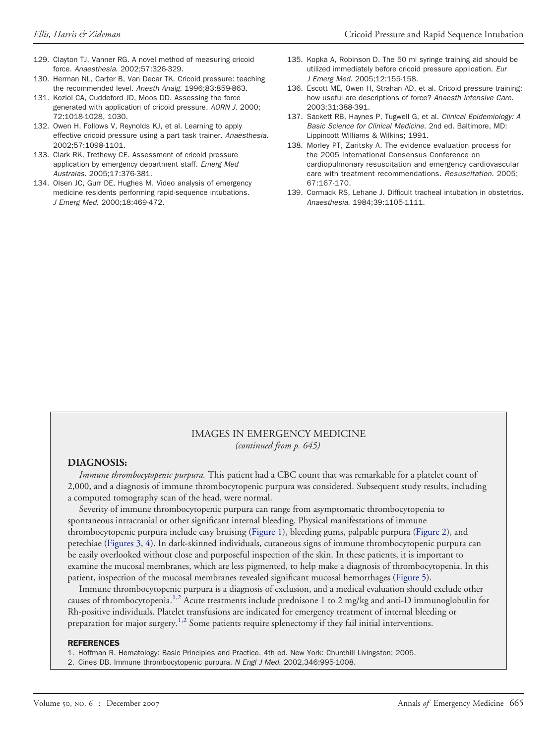129. Clayton TJ, Vanner RG. A novel method of measuring cricoid force. *Anaesthesia*. 2002;57:326-329.
130. Herman NL, Carter B, Van Decar TK. Cricoid pressure: teaching the recommended level. *Anesth Analg*. 1996;83:859-863.
131. Koziol CA, Cuddeford JD, Moos DD. Assessing the force generated with application of cricoid pressure. *AORN J*. 2000; 72:1018-1028, 1030.
132. Owen H, Follows V, Reynolds KJ, et al. Learning to apply effective cricoid pressure using a part task trainer. *Anaesthesia*. 2002;57:1098-1101.
133. Clark RK, Trethewy CE. Assessment of cricoid pressure application by emergency department staff. *Emerg Med Australas*. 2005;17:376-381.
134. Olsen JC, Gurr DE, Hughes M. Video analysis of emergency medicine residents performing rapid-sequence intubations. *J Emerg Med*. 2000;18:469-472.
135. Kopka A, Robinson D. The 50 ml syringe training aid should be utilized immediately before cricoid pressure application. *Eur J Emerg Med*. 2005;12:155-158.
136. Escott ME, Owen H, Strahan AD, et al. Cricoid pressure training: how useful are descriptions of force? *Anaesth Intensive Care*. 2003;31:388-391.
137. Sackett RB, Haynes P, Tugwell G, et al. *Clinical Epidemiology: A Basic Science for Clinical Medicine*. 2nd ed. Baltimore, MD: Lippincott Williams & Wilkins; 1991.
138. Morley PT, Zaritsky A. The evidence evaluation process for the 2005 International Consensus Conference on cardiopulmonary resuscitation and emergency cardiovascular care with treatment recommendations. *Resuscitation*. 2005; 67:167-170.
139. Cormack RS, Lehane J. Difficult tracheal intubation in obstetrics. *Anaesthesia*. 1984;39:1105-1111.

## IMAGES IN EMERGENCY MEDICINE

*(continued from p. 645)*

### DIAGNOSIS:

*Immune thrombocytopenic purpura.* This patient had a CBC count that was remarkable for a platelet count of 2,000, and a diagnosis of immune thrombocytopenic purpura was considered. Subsequent study results, including a computed tomography scan of the head, were normal.

Severity of immune thrombocytopenic purpura can range from asymptomatic thrombocytopenia to spontaneous intracranial or other significant internal bleeding. Physical manifestations of immune thrombocytopenic purpura include easy bruising (Figure 1), bleeding gums, palpable purpura (Figure 2), and petechiae (Figures 3, 4). In dark-skinned individuals, cutaneous signs of immune thrombocytopenic purpura can be easily overlooked without close and purposeful inspection of the skin. In these patients, it is important to examine the mucosal membranes, which are less pigmented, to help make a diagnosis of thrombocytopenia. In this patient, inspection of the mucosal membranes revealed significant mucosal hemorrhages (Figure 5).

Immune thrombocytopenic purpura is a diagnosis of exclusion, and a medical evaluation should exclude other causes of thrombocytopenia.[1,2] Acute treatments include prednisone 1 to 2 mg/kg and anti-D immunoglobulin for Rh-positive individuals. Platelet transfusions are indicated for emergency treatment of internal bleeding or preparation for major surgery.[1,2] Some patients require splenectomy if they fail initial interventions.

#### REFERENCES

1. Hoffman R. Hematology: Basic Principles and Practice. 4th ed. New York: Churchill Livingston; 2005.
2. Cines DB. Immune thrombocytopenic purpura. *N Engl J Med*. 2002,346:995-1008.